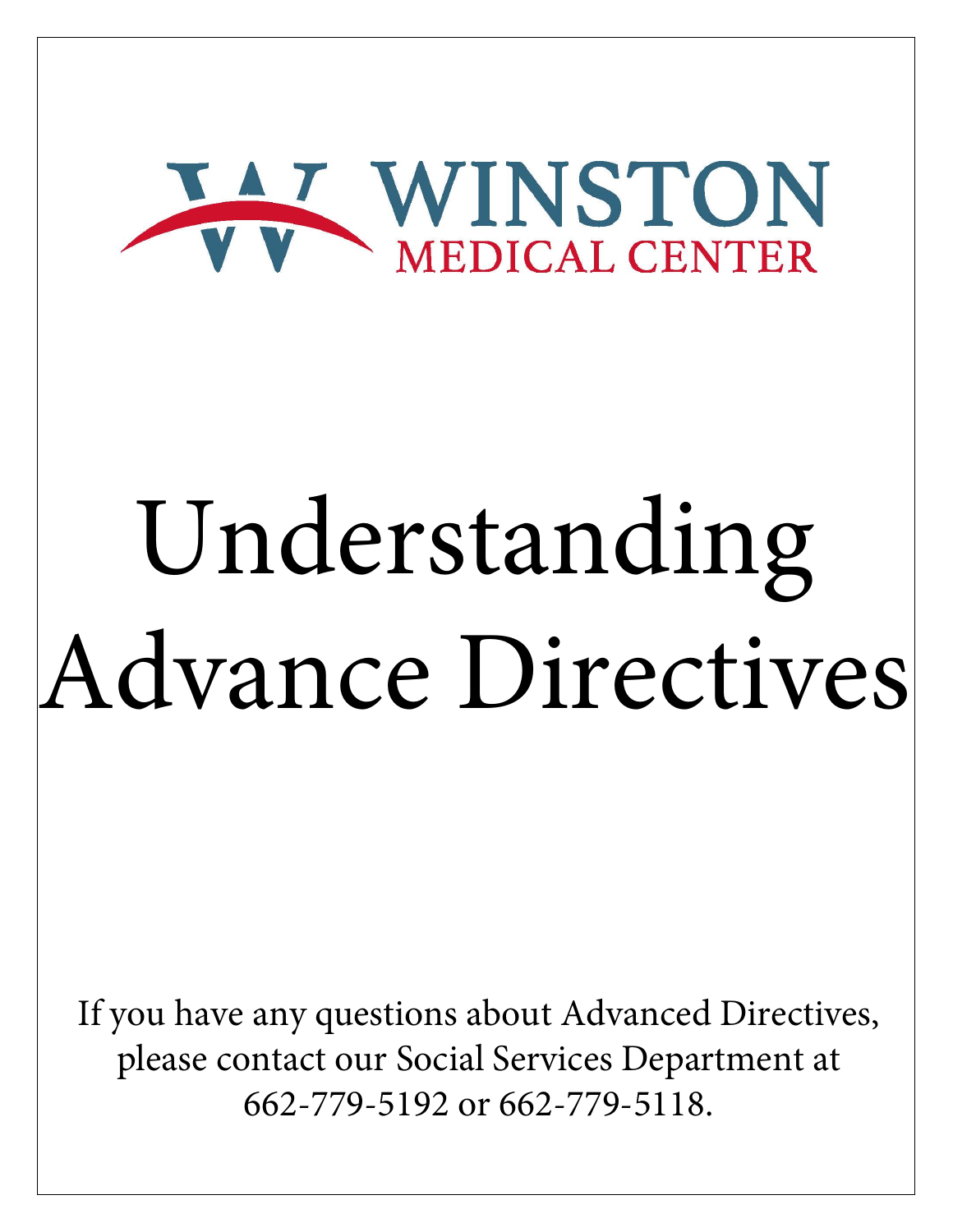WINSTON
MEDICAL CENTER

# Understanding Advance Directives

If you have any questions about Advanced Directives, please contact our Social Services Department at 662-779-5192 or 662-779-5118.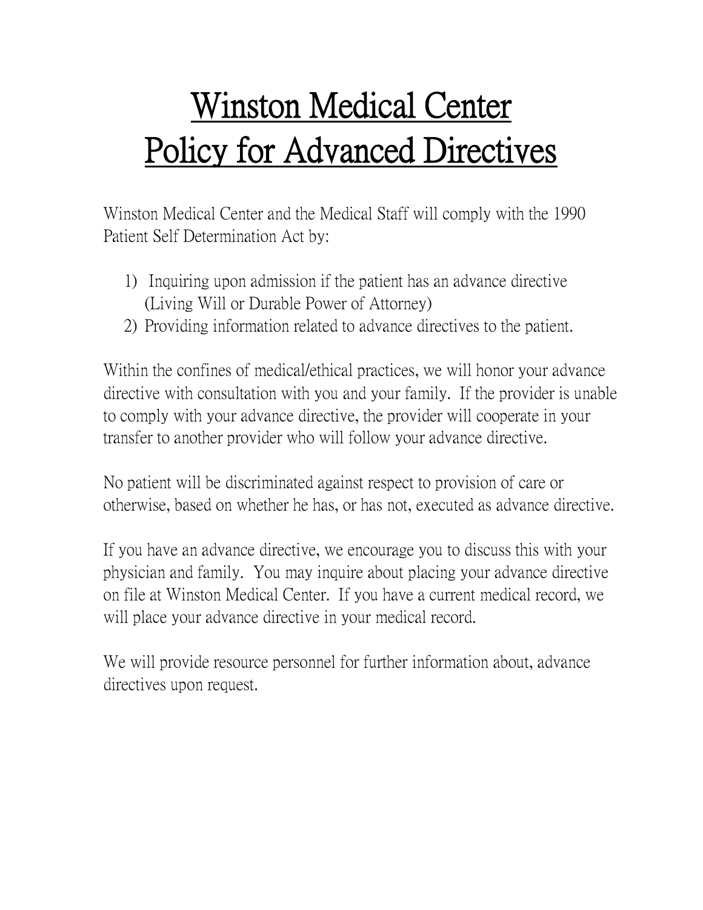# Winston Medical Center
# Policy for Advanced Directives

Winston Medical Center and the Medical Staff will comply with the 1990 Patient Self Determination Act by:

1) Inquiring upon admission if the patient has an advance directive (Living Will or Durable Power of Attorney)
2) Providing information related to advance directives to the patient.

Within the confines of medical/ethical practices, we will honor your advance directive with consultation with you and your family. If the provider is unable to comply with your advance directive, the provider will cooperate in your transfer to another provider who will follow your advance directive.

No patient will be discriminated against respect to provision of care or otherwise, based on whether he has, or has not, executed as advance directive.

If you have an advance directive, we encourage you to discuss this with your physician and family. You may inquire about placing your advance directive on file at Winston Medical Center. If you have a current medical record, we will place your advance directive in your medical record.

We will provide resource personnel for further information about, advance directives upon request.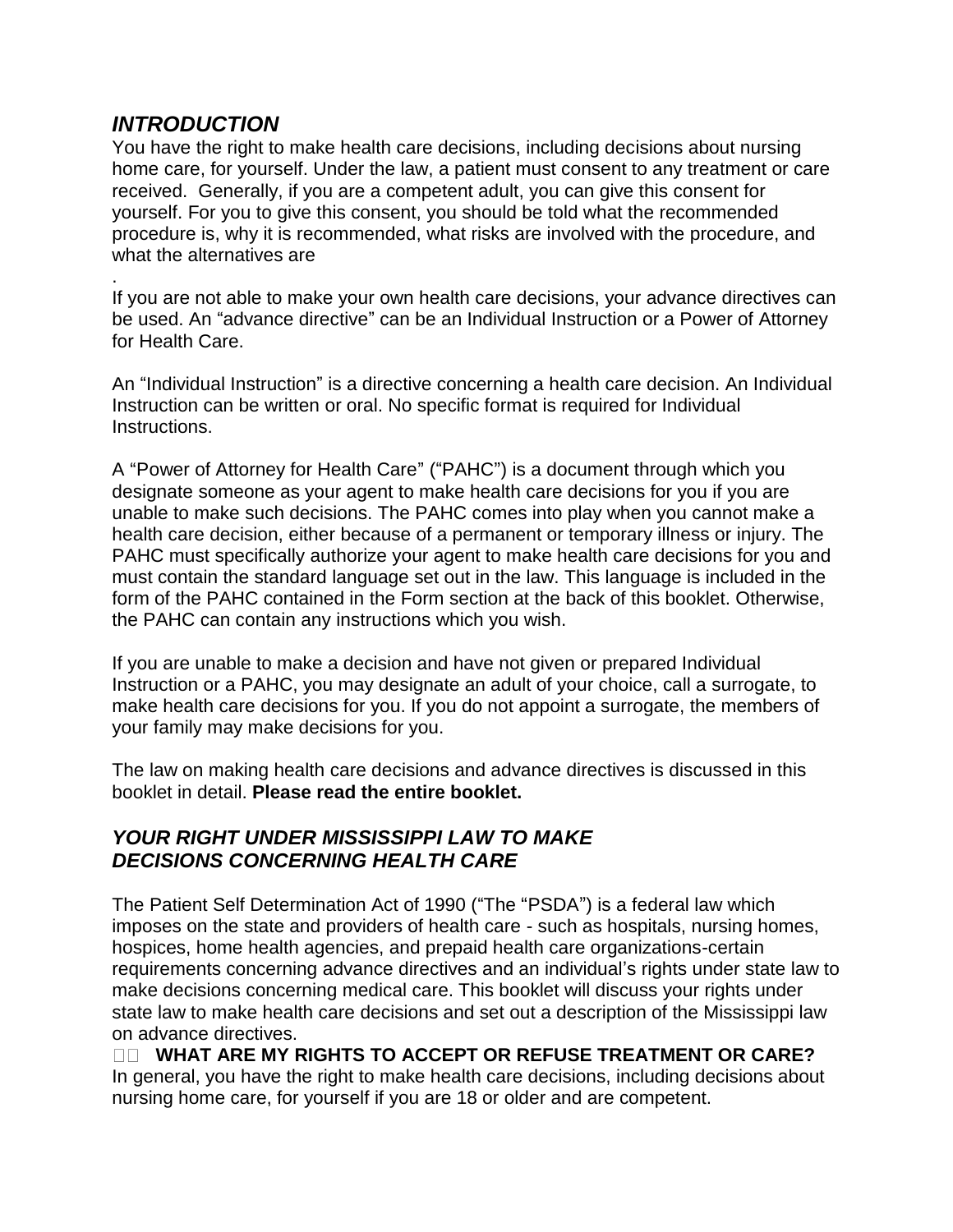## *INTRODUCTION*

You have the right to make health care decisions, including decisions about nursing home care, for yourself. Under the law, a patient must consent to any treatment or care received. Generally, if you are a competent adult, you can give this consent for yourself. For you to give this consent, you should be told what the recommended procedure is, why it is recommended, what risks are involved with the procedure, and what the alternatives are

.

If you are not able to make your own health care decisions, your advance directives can be used. An "advance directive" can be an Individual Instruction or a Power of Attorney for Health Care.

An "Individual Instruction" is a directive concerning a health care decision. An Individual Instruction can be written or oral. No specific format is required for Individual Instructions.

A "Power of Attorney for Health Care" ("PAHC") is a document through which you designate someone as your agent to make health care decisions for you if you are unable to make such decisions. The PAHC comes into play when you cannot make a health care decision, either because of a permanent or temporary illness or injury. The PAHC must specifically authorize your agent to make health care decisions for you and must contain the standard language set out in the law. This language is included in the form of the PAHC contained in the Form section at the back of this booklet. Otherwise, the PAHC can contain any instructions which you wish.

If you are unable to make a decision and have not given or prepared Individual Instruction or a PAHC, you may designate an adult of your choice, call a surrogate, to make health care decisions for you. If you do not appoint a surrogate, the members of your family may make decisions for you.

The law on making health care decisions and advance directives is discussed in this booklet in detail. **Please read the entire booklet.**

## *YOUR RIGHT UNDER MISSISSIPPI LAW TO MAKE DECISIONS CONCERNING HEALTH CARE*

The Patient Self Determination Act of 1990 ("The "PSDA") is a federal law which imposes on the state and providers of health care - such as hospitals, nursing homes, hospices, home health agencies, and prepaid health care organizations-certain requirements concerning advance directives and an individual's rights under state law to make decisions concerning medical care. This booklet will discuss your rights under state law to make health care decisions and set out a description of the Mississippi law on advance directives.

### WHAT ARE MY RIGHTS TO ACCEPT OR REFUSE TREATMENT OR CARE?

In general, you have the right to make health care decisions, including decisions about nursing home care, for yourself if you are 18 or older and are competent.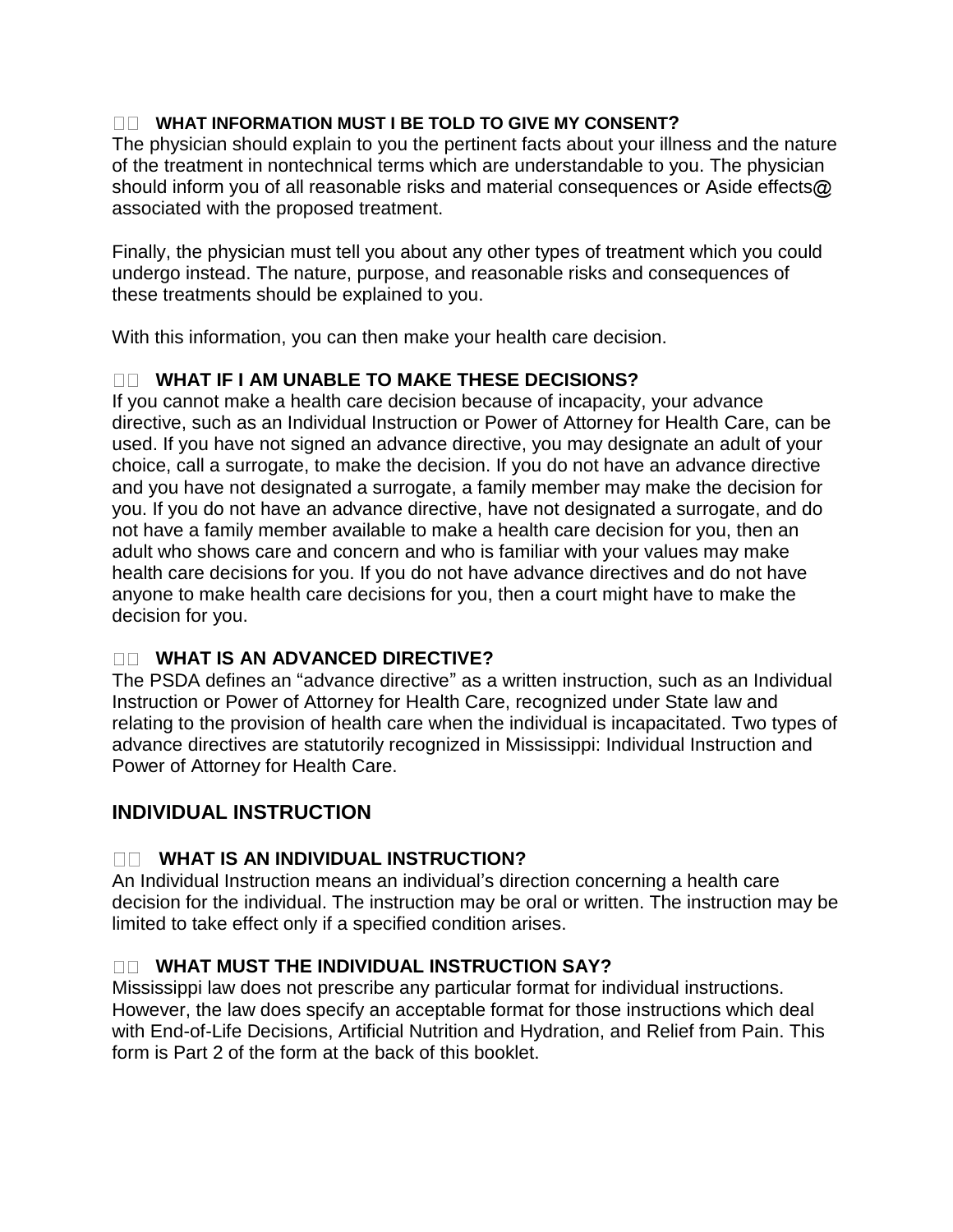### WHAT INFORMATION MUST I BE TOLD TO GIVE MY CONSENT?

The physician should explain to you the pertinent facts about your illness and the nature of the treatment in nontechnical terms which are understandable to you. The physician should inform you of all reasonable risks and material consequences or Aside effects@ associated with the proposed treatment.

Finally, the physician must tell you about any other types of treatment which you could undergo instead. The nature, purpose, and reasonable risks and consequences of these treatments should be explained to you.

With this information, you can then make your health care decision.

### WHAT IF I AM UNABLE TO MAKE THESE DECISIONS?

If you cannot make a health care decision because of incapacity, your advance directive, such as an Individual Instruction or Power of Attorney for Health Care, can be used. If you have not signed an advance directive, you may designate an adult of your choice, call a surrogate, to make the decision. If you do not have an advance directive and you have not designated a surrogate, a family member may make the decision for you. If you do not have an advance directive, have not designated a surrogate, and do not have a family member available to make a health care decision for you, then an adult who shows care and concern and who is familiar with your values may make health care decisions for you. If you do not have advance directives and do not have anyone to make health care decisions for you, then a court might have to make the decision for you.

### WHAT IS AN ADVANCED DIRECTIVE?

The PSDA defines an "advance directive" as a written instruction, such as an Individual Instruction or Power of Attorney for Health Care, recognized under State law and relating to the provision of health care when the individual is incapacitated. Two types of advance directives are statutorily recognized in Mississippi: Individual Instruction and Power of Attorney for Health Care.

## INDIVIDUAL INSTRUCTION

### WHAT IS AN INDIVIDUAL INSTRUCTION?

An Individual Instruction means an individual's direction concerning a health care decision for the individual. The instruction may be oral or written. The instruction may be limited to take effect only if a specified condition arises.

### WHAT MUST THE INDIVIDUAL INSTRUCTION SAY?

Mississippi law does not prescribe any particular format for individual instructions. However, the law does specify an acceptable format for those instructions which deal with End-of-Life Decisions, Artificial Nutrition and Hydration, and Relief from Pain. This form is Part 2 of the form at the back of this booklet.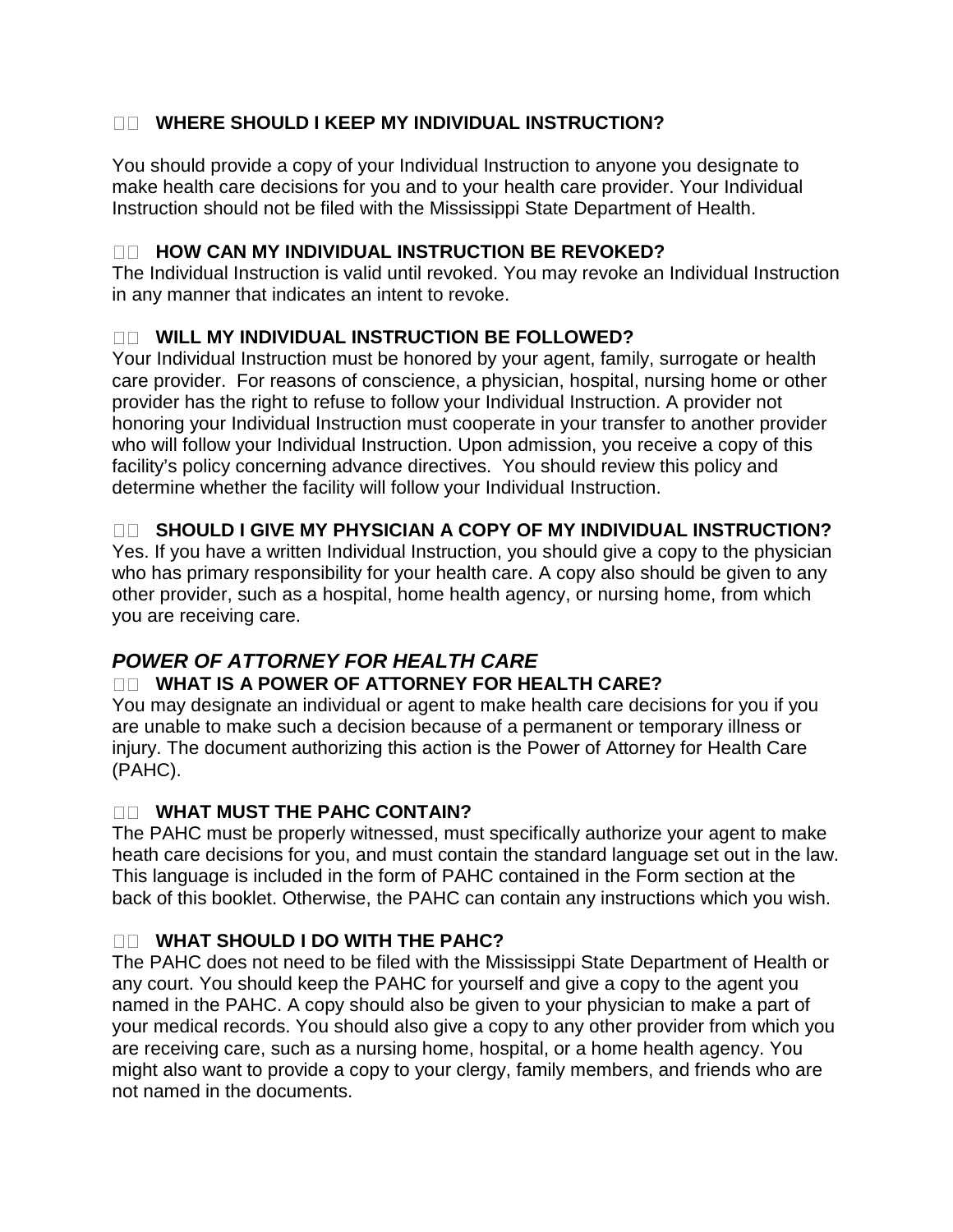### WHERE SHOULD I KEEP MY INDIVIDUAL INSTRUCTION?

You should provide a copy of your Individual Instruction to anyone you designate to make health care decisions for you and to your health care provider. Your Individual Instruction should not be filed with the Mississippi State Department of Health.

### HOW CAN MY INDIVIDUAL INSTRUCTION BE REVOKED?

The Individual Instruction is valid until revoked. You may revoke an Individual Instruction in any manner that indicates an intent to revoke.

### WILL MY INDIVIDUAL INSTRUCTION BE FOLLOWED?

Your Individual Instruction must be honored by your agent, family, surrogate or health care provider. For reasons of conscience, a physician, hospital, nursing home or other provider has the right to refuse to follow your Individual Instruction. A provider not honoring your Individual Instruction must cooperate in your transfer to another provider who will follow your Individual Instruction. Upon admission, you receive a copy of this facility's policy concerning advance directives. You should review this policy and determine whether the facility will follow your Individual Instruction.

### SHOULD I GIVE MY PHYSICIAN A COPY OF MY INDIVIDUAL INSTRUCTION?

Yes. If you have a written Individual Instruction, you should give a copy to the physician who has primary responsibility for your health care. A copy also should be given to any other provider, such as a hospital, home health agency, or nursing home, from which you are receiving care.

## *POWER OF ATTORNEY FOR HEALTH CARE*

### WHAT IS A POWER OF ATTORNEY FOR HEALTH CARE?

You may designate an individual or agent to make health care decisions for you if you are unable to make such a decision because of a permanent or temporary illness or injury. The document authorizing this action is the Power of Attorney for Health Care (PAHC).

### WHAT MUST THE PAHC CONTAIN?

The PAHC must be properly witnessed, must specifically authorize your agent to make heath care decisions for you, and must contain the standard language set out in the law. This language is included in the form of PAHC contained in the Form section at the back of this booklet. Otherwise, the PAHC can contain any instructions which you wish.

### WHAT SHOULD I DO WITH THE PAHC?

The PAHC does not need to be filed with the Mississippi State Department of Health or any court. You should keep the PAHC for yourself and give a copy to the agent you named in the PAHC. A copy should also be given to your physician to make a part of your medical records. You should also give a copy to any other provider from which you are receiving care, such as a nursing home, hospital, or a home health agency. You might also want to provide a copy to your clergy, family members, and friends who are not named in the documents.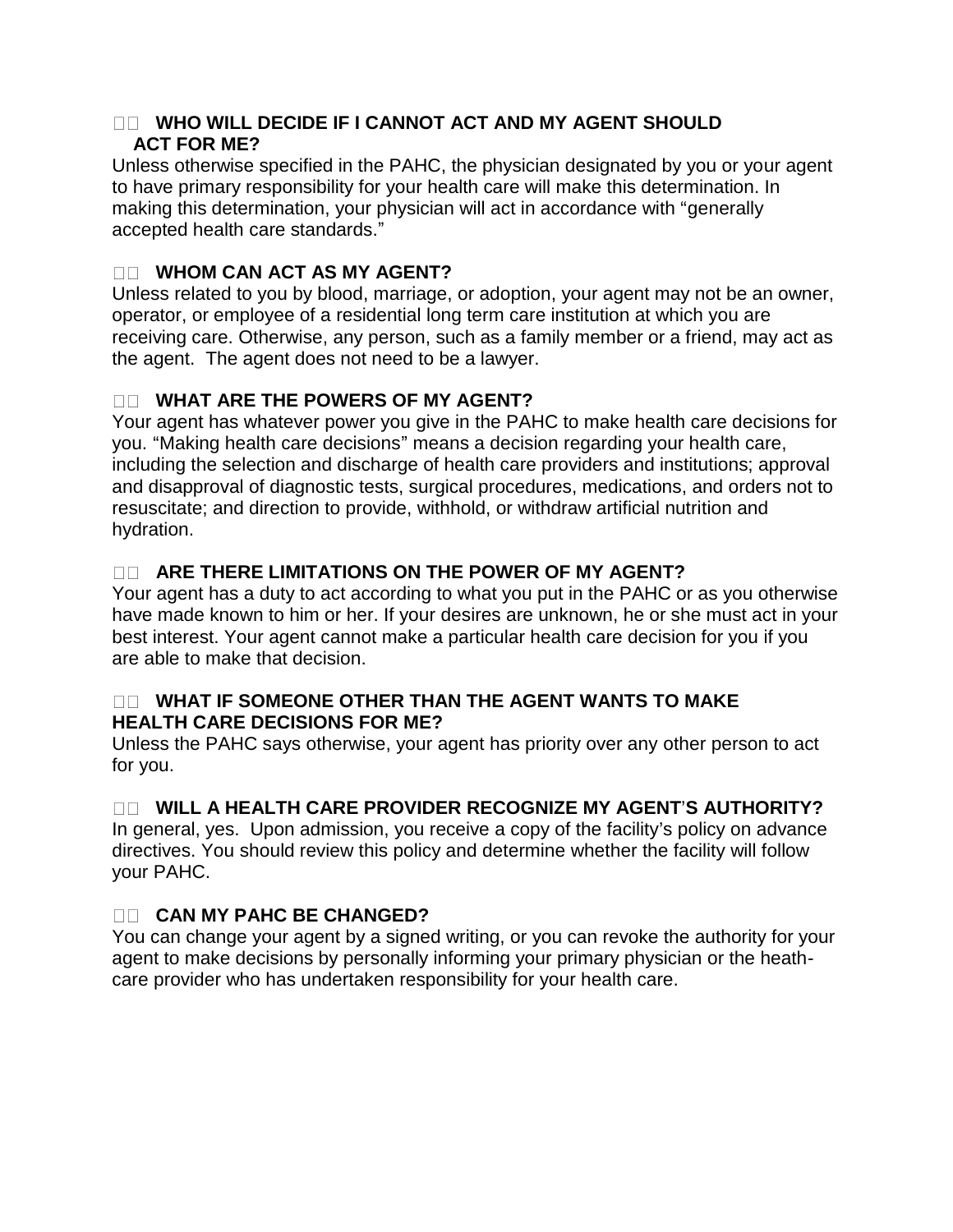### WHO WILL DECIDE IF I CANNOT ACT AND MY AGENT SHOULD ACT FOR ME?

Unless otherwise specified in the PAHC, the physician designated by you or your agent to have primary responsibility for your health care will make this determination. In making this determination, your physician will act in accordance with "generally accepted health care standards."

### WHOM CAN ACT AS MY AGENT?

Unless related to you by blood, marriage, or adoption, your agent may not be an owner, operator, or employee of a residential long term care institution at which you are receiving care. Otherwise, any person, such as a family member or a friend, may act as the agent. The agent does not need to be a lawyer.

### WHAT ARE THE POWERS OF MY AGENT?

Your agent has whatever power you give in the PAHC to make health care decisions for you. "Making health care decisions" means a decision regarding your health care, including the selection and discharge of health care providers and institutions; approval and disapproval of diagnostic tests, surgical procedures, medications, and orders not to resuscitate; and direction to provide, withhold, or withdraw artificial nutrition and hydration.

### ARE THERE LIMITATIONS ON THE POWER OF MY AGENT?

Your agent has a duty to act according to what you put in the PAHC or as you otherwise have made known to him or her. If your desires are unknown, he or she must act in your best interest. Your agent cannot make a particular health care decision for you if you are able to make that decision.

### WHAT IF SOMEONE OTHER THAN THE AGENT WANTS TO MAKE HEALTH CARE DECISIONS FOR ME?

Unless the PAHC says otherwise, your agent has priority over any other person to act for you.

### WILL A HEALTH CARE PROVIDER RECOGNIZE MY AGENT'S AUTHORITY?

In general, yes. Upon admission, you receive a copy of the facility's policy on advance directives. You should review this policy and determine whether the facility will follow your PAHC.

### CAN MY PAHC BE CHANGED?

You can change your agent by a signed writing, or you can revoke the authority for your agent to make decisions by personally informing your primary physician or the heath-care provider who has undertaken responsibility for your health care.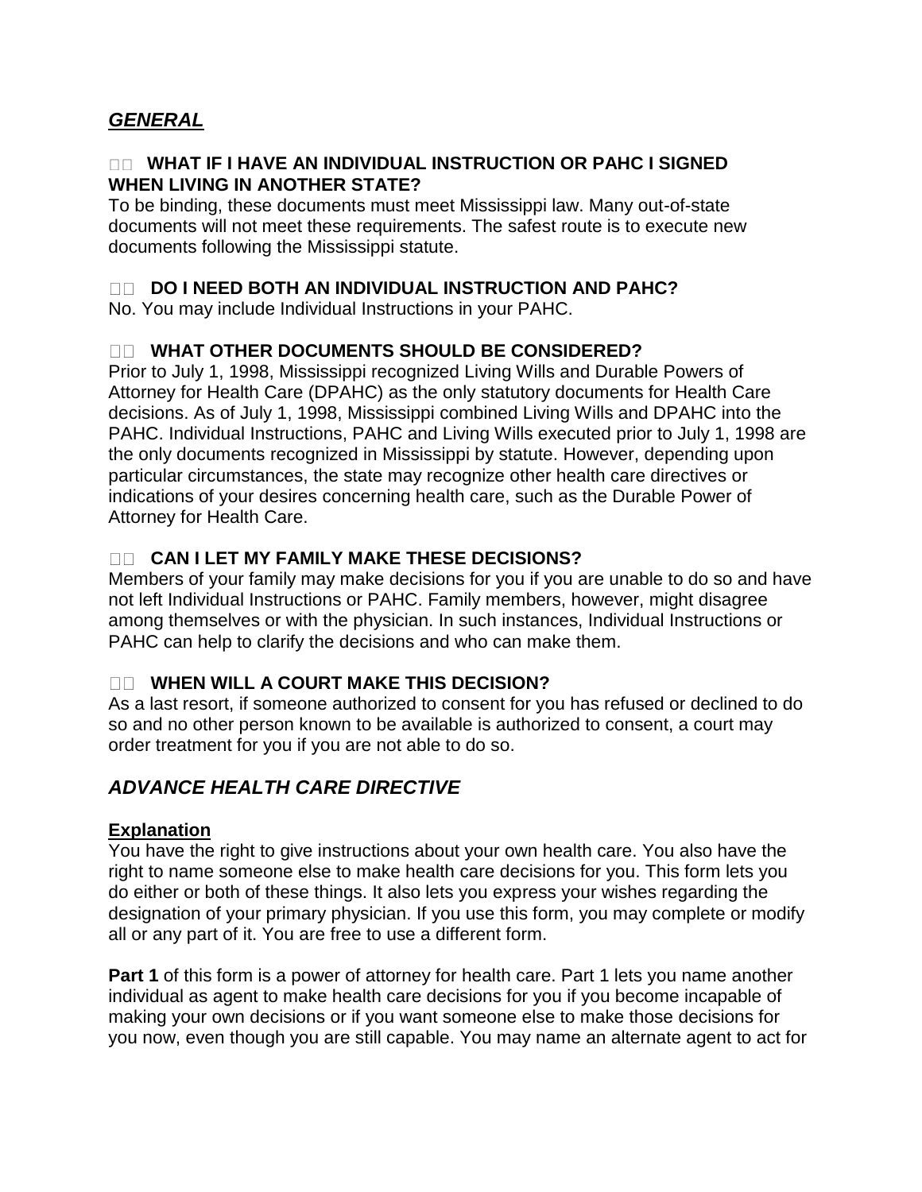## *GENERAL*

### WHAT IF I HAVE AN INDIVIDUAL INSTRUCTION OR PAHC I SIGNED WHEN LIVING IN ANOTHER STATE?

To be binding, these documents must meet Mississippi law. Many out-of-state documents will not meet these requirements. The safest route is to execute new documents following the Mississippi statute.

### DO I NEED BOTH AN INDIVIDUAL INSTRUCTION AND PAHC?

No. You may include Individual Instructions in your PAHC.

### WHAT OTHER DOCUMENTS SHOULD BE CONSIDERED?

Prior to July 1, 1998, Mississippi recognized Living Wills and Durable Powers of Attorney for Health Care (DPAHC) as the only statutory documents for Health Care decisions. As of July 1, 1998, Mississippi combined Living Wills and DPAHC into the PAHC. Individual Instructions, PAHC and Living Wills executed prior to July 1, 1998 are the only documents recognized in Mississippi by statute. However, depending upon particular circumstances, the state may recognize other health care directives or indications of your desires concerning health care, such as the Durable Power of Attorney for Health Care.

### CAN I LET MY FAMILY MAKE THESE DECISIONS?

Members of your family may make decisions for you if you are unable to do so and have not left Individual Instructions or PAHC. Family members, however, might disagree among themselves or with the physician. In such instances, Individual Instructions or PAHC can help to clarify the decisions and who can make them.

### WHEN WILL A COURT MAKE THIS DECISION?

As a last resort, if someone authorized to consent for you has refused or declined to do so and no other person known to be available is authorized to consent, a court may order treatment for you if you are not able to do so.

## *ADVANCE HEALTH CARE DIRECTIVE*

**Explanation**

You have the right to give instructions about your own health care. You also have the right to name someone else to make health care decisions for you. This form lets you do either or both of these things. It also lets you express your wishes regarding the designation of your primary physician. If you use this form, you may complete or modify all or any part of it. You are free to use a different form.

**Part 1** of this form is a power of attorney for health care. Part 1 lets you name another individual as agent to make health care decisions for you if you become incapable of making your own decisions or if you want someone else to make those decisions for you now, even though you are still capable. You may name an alternate agent to act for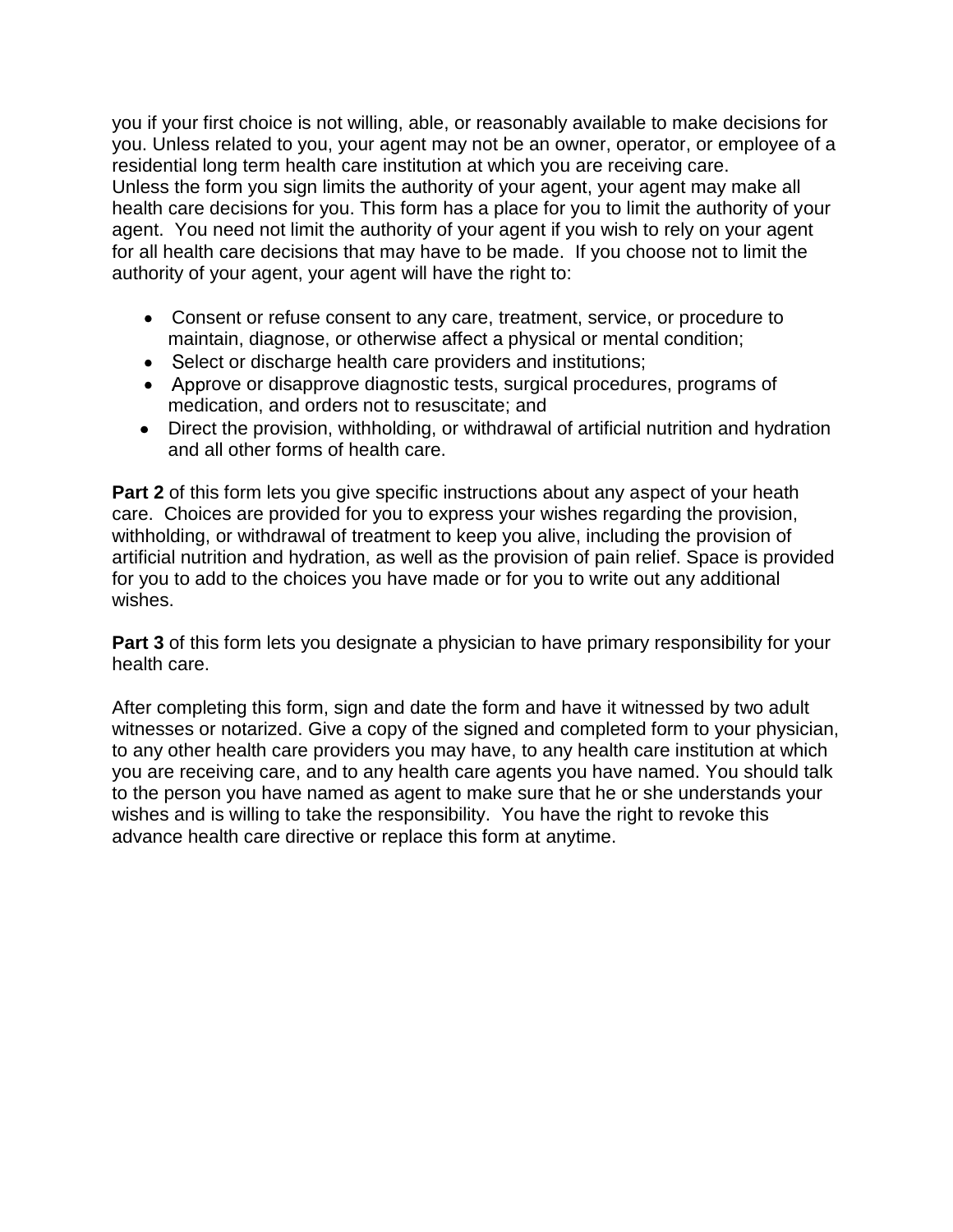you if your first choice is not willing, able, or reasonably available to make decisions for you. Unless related to you, your agent may not be an owner, operator, or employee of a residential long term health care institution at which you are receiving care.
Unless the form you sign limits the authority of your agent, your agent may make all health care decisions for you. This form has a place for you to limit the authority of your agent. You need not limit the authority of your agent if you wish to rely on your agent for all health care decisions that may have to be made. If you choose not to limit the authority of your agent, your agent will have the right to:

- Consent or refuse consent to any care, treatment, service, or procedure to maintain, diagnose, or otherwise affect a physical or mental condition;
- Select or discharge health care providers and institutions;
- Approve or disapprove diagnostic tests, surgical procedures, programs of medication, and orders not to resuscitate; and
- Direct the provision, withholding, or withdrawal of artificial nutrition and hydration and all other forms of health care.

**Part 2** of this form lets you give specific instructions about any aspect of your heath care. Choices are provided for you to express your wishes regarding the provision, withholding, or withdrawal of treatment to keep you alive, including the provision of artificial nutrition and hydration, as well as the provision of pain relief. Space is provided for you to add to the choices you have made or for you to write out any additional wishes.

**Part 3** of this form lets you designate a physician to have primary responsibility for your health care.

After completing this form, sign and date the form and have it witnessed by two adult witnesses or notarized. Give a copy of the signed and completed form to your physician, to any other health care providers you may have, to any health care institution at which you are receiving care, and to any health care agents you have named. You should talk to the person you have named as agent to make sure that he or she understands your wishes and is willing to take the responsibility. You have the right to revoke this advance health care directive or replace this form at anytime.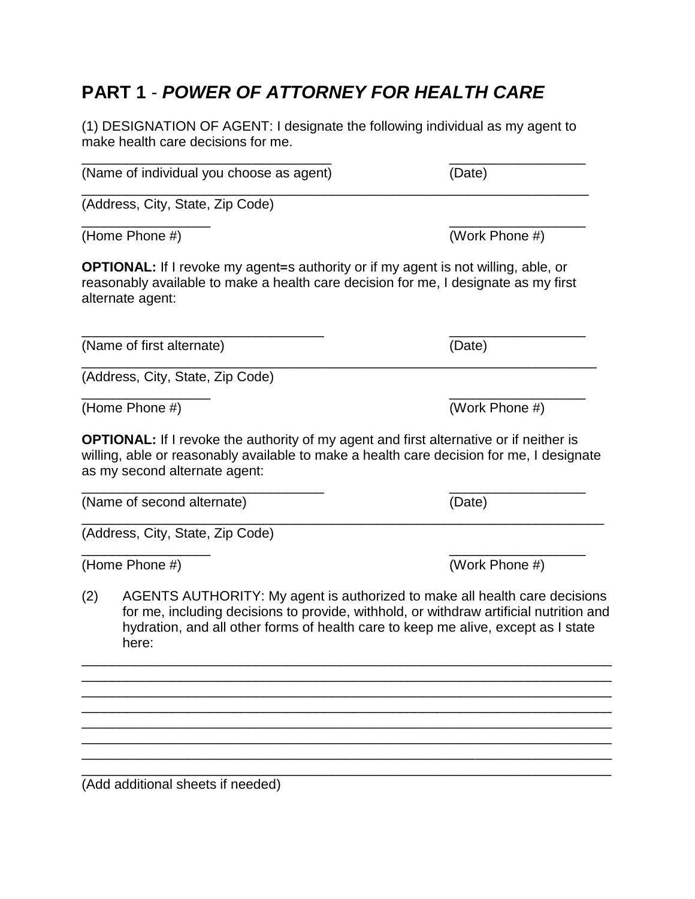## PART 1 - *POWER OF ATTORNEY FOR HEALTH CARE*

(1) DESIGNATION OF AGENT: I designate the following individual as my agent to make health care decisions for me.

_________________________________ __________________
(Name of individual you choose as agent) (Date)

____________________________________________________________________
(Address, City, State, Zip Code)

________________ __________________
(Home Phone #) (Work Phone #)

**OPTIONAL:** If I revoke my agent=s authority or if my agent is not willing, able, or reasonably available to make a health care decision for me, I designate as my first alternate agent:

________________________________ __________________
(Name of first alternate) (Date)

_____________________________________________________________________
(Address, City, State, Zip Code)

________________ __________________
(Home Phone #) (Work Phone #)

**OPTIONAL:** If I revoke the authority of my agent and first alternative or if neither is willing, able or reasonably available to make a health care decision for me, I designate as my second alternate agent:

________________________________ __________________
(Name of second alternate) (Date)

______________________________________________________________________
(Address, City, State, Zip Code)

________________ __________________
(Home Phone #) (Work Phone #)

(2) AGENTS AUTHORITY: My agent is authorized to make all health care decisions for me, including decisions to provide, withhold, or withdraw artificial nutrition and hydration, and all other forms of health care to keep me alive, except as I state here:

______________________________________________________________________
______________________________________________________________________
______________________________________________________________________
______________________________________________________________________
______________________________________________________________________
______________________________________________________________________
______________________________________________________________________
______________________________________________________________________

(Add additional sheets if needed)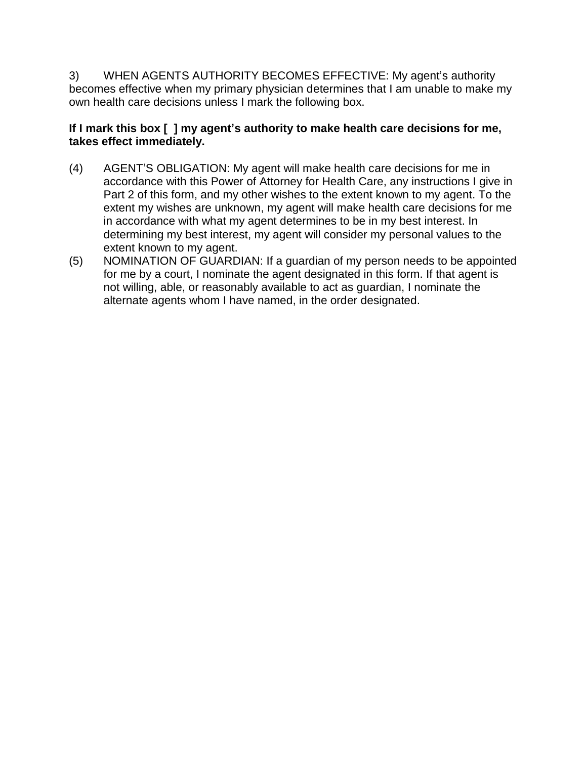3) WHEN AGENTS AUTHORITY BECOMES EFFECTIVE: My agent's authority becomes effective when my primary physician determines that I am unable to make my own health care decisions unless I mark the following box.

**If I mark this box [ ] my agent's authority to make health care decisions for me, takes effect immediately.**

(4) AGENT'S OBLIGATION: My agent will make health care decisions for me in accordance with this Power of Attorney for Health Care, any instructions I give in Part 2 of this form, and my other wishes to the extent known to my agent. To the extent my wishes are unknown, my agent will make health care decisions for me in accordance with what my agent determines to be in my best interest. In determining my best interest, my agent will consider my personal values to the extent known to my agent.

(5) NOMINATION OF GUARDIAN: If a guardian of my person needs to be appointed for me by a court, I nominate the agent designated in this form. If that agent is not willing, able, or reasonably available to act as guardian, I nominate the alternate agents whom I have named, in the order designated.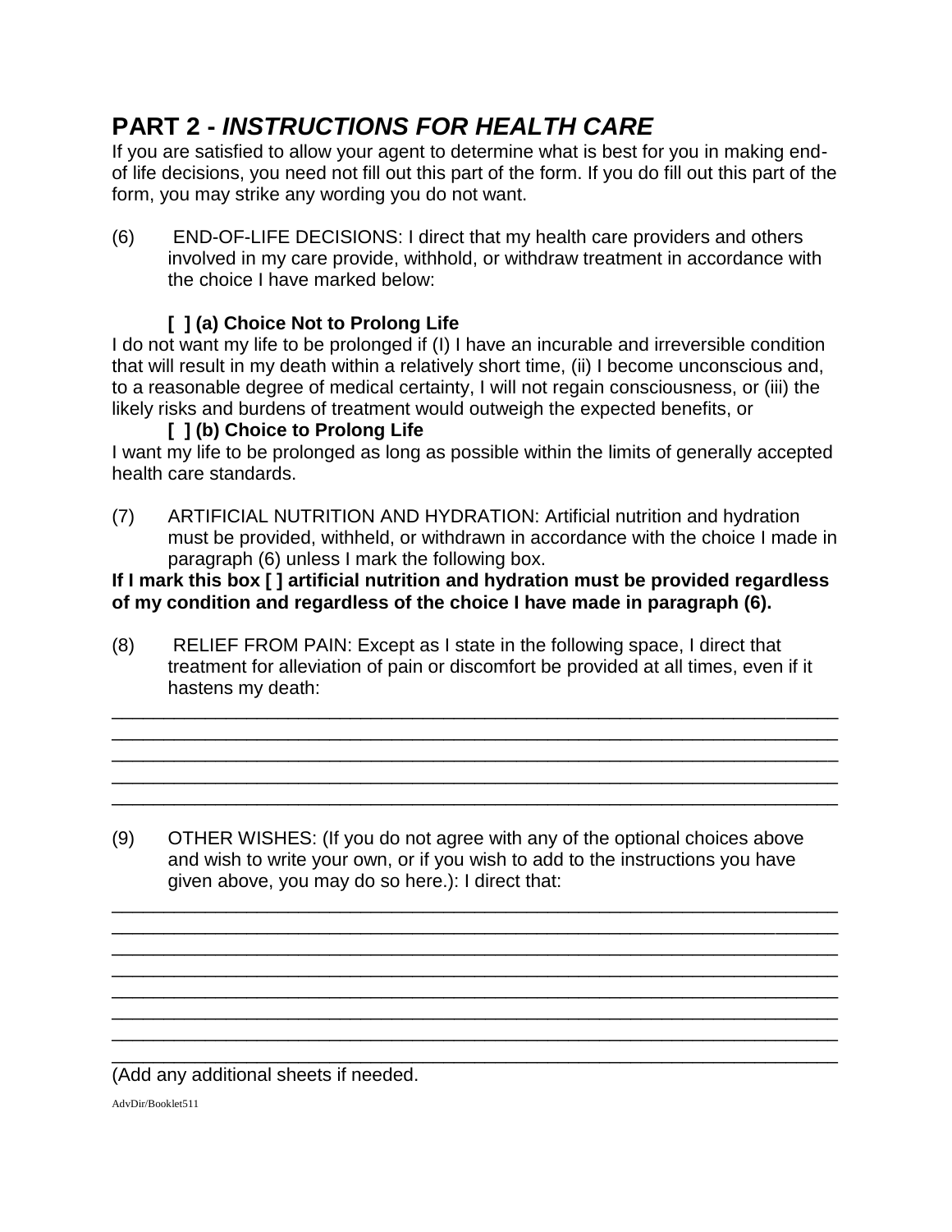## PART 2 - *INSTRUCTIONS FOR HEALTH CARE*

If you are satisfied to allow your agent to determine what is best for you in making end-of life decisions, you need not fill out this part of the form. If you do fill out this part of the form, you may strike any wording you do not want.

(6) END-OF-LIFE DECISIONS: I direct that my health care providers and others involved in my care provide, withhold, or withdraw treatment in accordance with the choice I have marked below:

**[ ] (a) Choice Not to Prolong Life**

I do not want my life to be prolonged if (I) I have an incurable and irreversible condition that will result in my death within a relatively short time, (ii) I become unconscious and, to a reasonable degree of medical certainty, I will not regain consciousness, or (iii) the likely risks and burdens of treatment would outweigh the expected benefits, or

**[ ] (b) Choice to Prolong Life**

I want my life to be prolonged as long as possible within the limits of generally accepted health care standards.

(7) ARTIFICIAL NUTRITION AND HYDRATION: Artificial nutrition and hydration must be provided, withheld, or withdrawn in accordance with the choice I made in paragraph (6) unless I mark the following box.

**If I mark this box [ ] artificial nutrition and hydration must be provided regardless of my condition and regardless of the choice I have made in paragraph (6).**

(8) RELIEF FROM PAIN: Except as I state in the following space, I direct that treatment for alleviation of pain or discomfort be provided at all times, even if it hastens my death:

______________________________________________________________________
______________________________________________________________________
______________________________________________________________________
______________________________________________________________________
______________________________________________________________________

(9) OTHER WISHES: (If you do not agree with any of the optional choices above and wish to write your own, or if you wish to add to the instructions you have given above, you may do so here.): I direct that:

______________________________________________________________________
______________________________________________________________________
______________________________________________________________________
______________________________________________________________________
______________________________________________________________________
______________________________________________________________________
______________________________________________________________________
______________________________________________________________________

(Add any additional sheets if needed.

AdvDir/Booklet511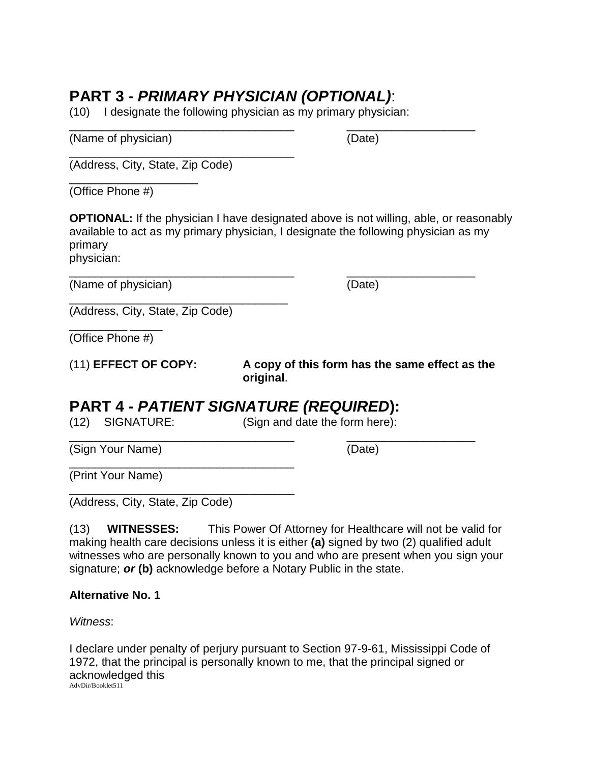## PART 3 - *PRIMARY PHYSICIAN (OPTIONAL)*:

(10) I designate the following physician as my primary physician:

___________________________________ ____________________
(Name of physician) (Date)

___________________________________
(Address, City, State, Zip Code)

____________________
(Office Phone #)

**OPTIONAL:** If the physician I have designated above is not willing, able, or reasonably available to act as my primary physician, I designate the following physician as my primary physician:

___________________________________ ____________________
(Name of physician) (Date)

__________________________________
(Address, City, State, Zip Code)

_________ _____
(Office Phone #)

(11) **EFFECT OF COPY:** **A copy of this form has the same effect as the original**.

## PART 4 - *PATIENT SIGNATURE (REQUIRED*):

(12) SIGNATURE: (Sign and date the form here):

___________________________________ ____________________
(Sign Your Name) (Date)

___________________________________
(Print Your Name)

___________________________________
(Address, City, State, Zip Code)

(13) **WITNESSES:** This Power Of Attorney for Healthcare will not be valid for making health care decisions unless it is either **(a)** signed by two (2) qualified adult witnesses who are personally known to you and who are present when you sign your signature; ***or*** **(b)** acknowledge before a Notary Public in the state.

**Alternative No. 1**

*Witness*:

I declare under penalty of perjury pursuant to Section 97-9-61, Mississippi Code of 1972, that the principal is personally known to me, that the principal signed or acknowledged this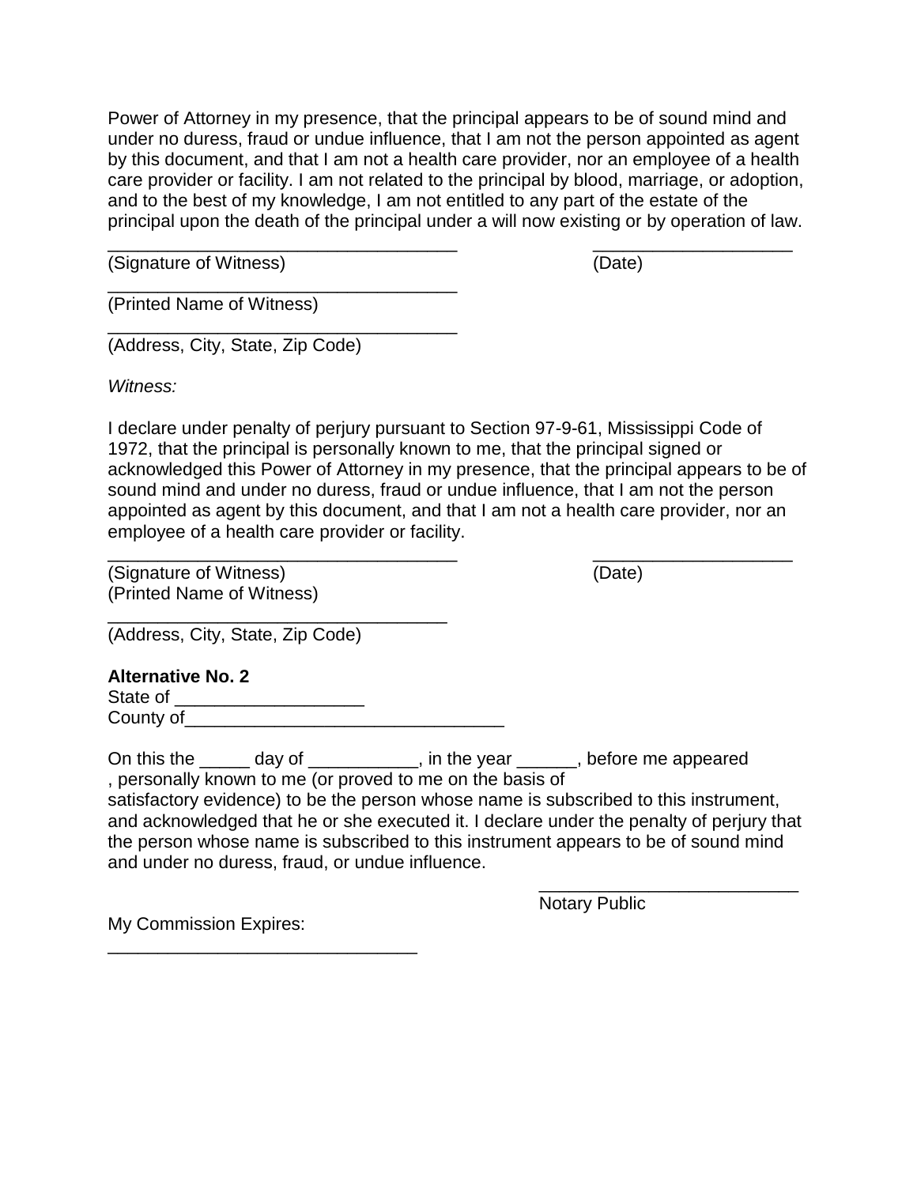Power of Attorney in my presence, that the principal appears to be of sound mind and under no duress, fraud or undue influence, that I am not the person appointed as agent by this document, and that I am not a health care provider, nor an employee of a health care provider or facility. I am not related to the principal by blood, marriage, or adoption, and to the best of my knowledge, I am not entitled to any part of the estate of the principal upon the death of the principal under a will now existing or by operation of law.

___________________________________ ____________________
(Signature of Witness) (Date)

___________________________________
(Printed Name of Witness)

___________________________________
(Address, City, State, Zip Code)

*Witness:*

I declare under penalty of perjury pursuant to Section 97-9-61, Mississippi Code of 1972, that the principal is personally known to me, that the principal signed or acknowledged this Power of Attorney in my presence, that the principal appears to be of sound mind and under no duress, fraud or undue influence, that I am not the person appointed as agent by this document, and that I am not a health care provider, nor an employee of a health care provider or facility.

___________________________________ ____________________
(Signature of Witness) (Date)
(Printed Name of Witness)

__________________________________
(Address, City, State, Zip Code)

**Alternative No. 2**
State of ___________________
County of_______________________________

On this the _____ day of ___________, in the year ______, before me appeared , personally known to me (or proved to me on the basis of satisfactory evidence) to be the person whose name is subscribed to this instrument, and acknowledged that he or she executed it. I declare under the penalty of perjury that the person whose name is subscribed to this instrument appears to be of sound mind and under no duress, fraud, or undue influence.

__________________________
Notary Public

My Commission Expires:
______________________________